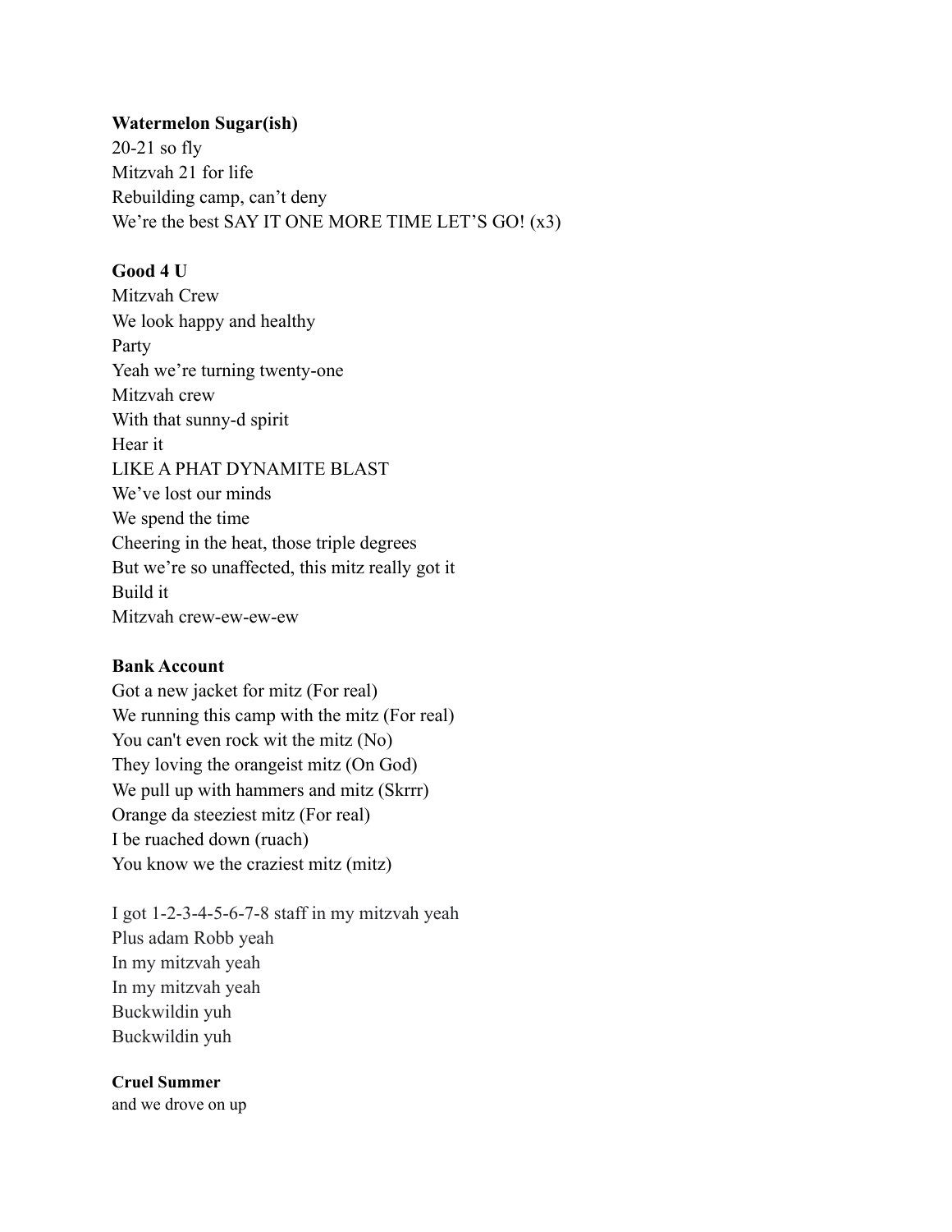**Watermelon Sugar(ish)**
20-21 so fly
Mitzvah 21 for life
Rebuilding camp, can't deny
We're the best SAY IT ONE MORE TIME LET'S GO! (x3)

**Good 4 U**
Mitzvah Crew
We look happy and healthy
Party
Yeah we're turning twenty-one
Mitzvah crew
With that sunny-d spirit
Hear it
LIKE A PHAT DYNAMITE BLAST
We've lost our minds
We spend the time
Cheering in the heat, those triple degrees
But we're so unaffected, this mitz really got it
Build it
Mitzvah crew-ew-ew-ew

**Bank Account**
Got a new jacket for mitz (For real)
We running this camp with the mitz (For real)
You can't even rock wit the mitz (No)
They loving the orangeist mitz (On God)
We pull up with hammers and mitz (Skrrr)
Orange da steeziest mitz (For real)
I be ruached down (ruach)
You know we the craziest mitz (mitz)

I got 1-2-3-4-5-6-7-8 staff in my mitzvah yeah
Plus adam Robb yeah
In my mitzvah yeah
In my mitzvah yeah
Buckwildin yuh
Buckwildin yuh

**Cruel Summer**
and we drove on up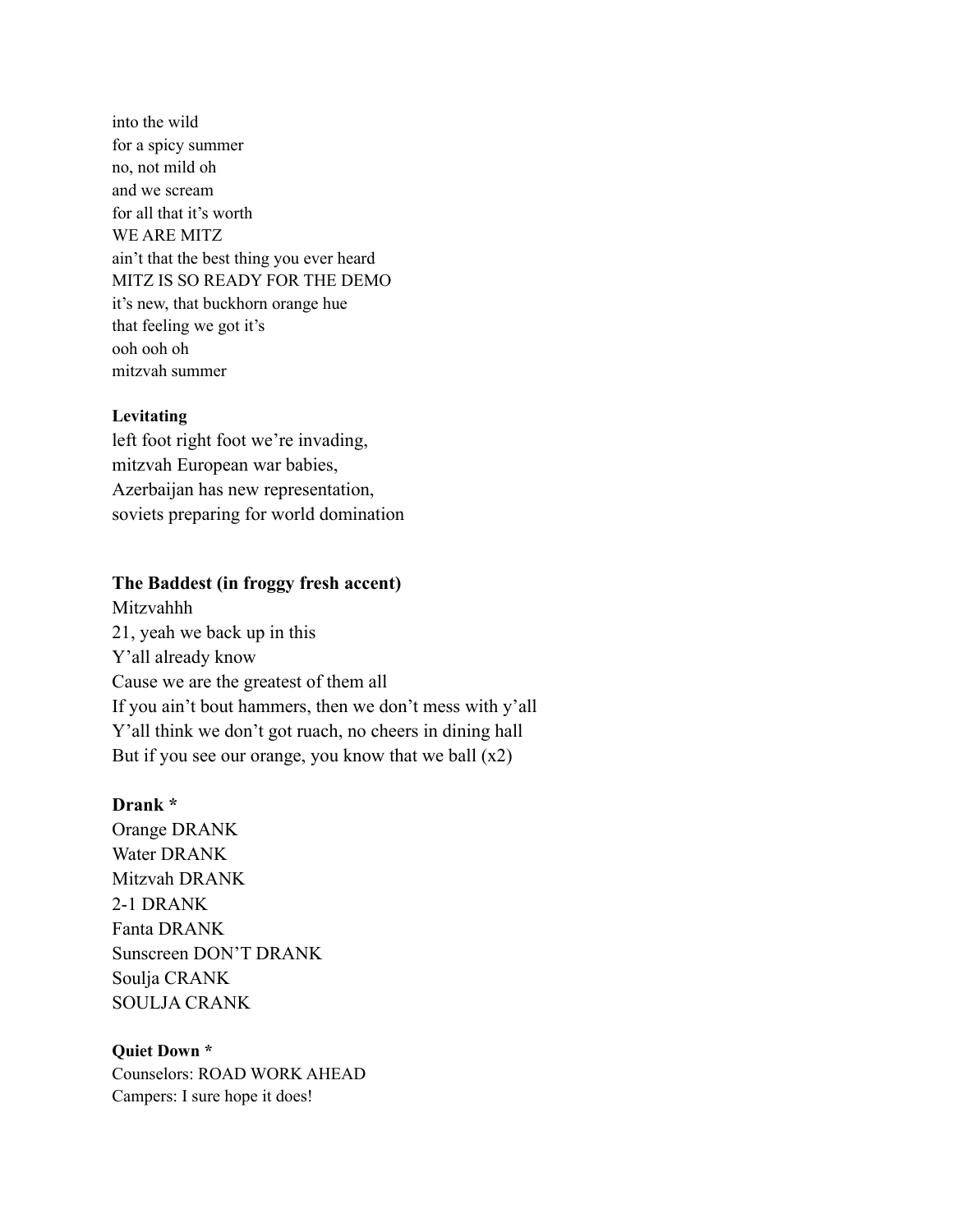into the wild
for a spicy summer
no, not mild oh
and we scream
for all that it's worth
WE ARE MITZ
ain't that the best thing you ever heard
MITZ IS SO READY FOR THE DEMO
it's new, that buckhorn orange hue
that feeling we got it's
ooh ooh oh
mitzvah summer

**Levitating**

left foot right foot we're invading,
mitzvah European war babies,
Azerbaijan has new representation,
soviets preparing for world domination

**The Baddest (in froggy fresh accent)**

Mitzvahhh
21, yeah we back up in this
Y'all already know
Cause we are the greatest of them all
If you ain't bout hammers, then we don't mess with y'all
Y'all think we don't got ruach, no cheers in dining hall
But if you see our orange, you know that we ball (x2)

**Drank ***

Orange DRANK
Water DRANK
Mitzvah DRANK
2-1 DRANK
Fanta DRANK
Sunscreen DON'T DRANK
Soulja CRANK
SOULJA CRANK

**Quiet Down ***

Counselors: ROAD WORK AHEAD
Campers: I sure hope it does!